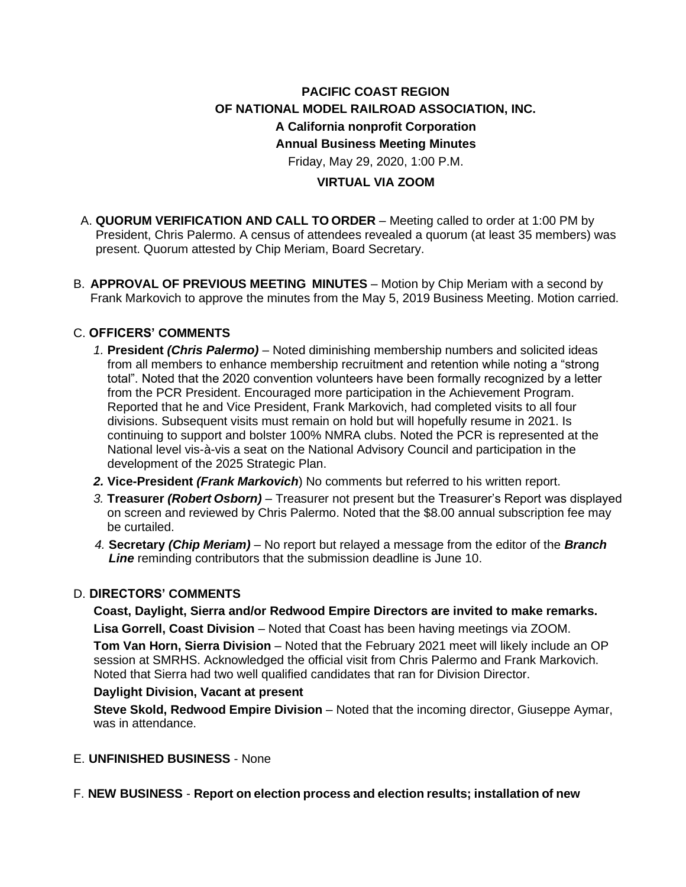**PACIFIC COAST REGION**

**OF NATIONAL MODEL RAILROAD ASSOCIATION, INC.**

**A California nonprofit Corporation**

**Annual Business Meeting Minutes**

Friday, May 29, 2020, 1:00 P.M.

**VIRTUAL VIA ZOOM**

A. **QUORUM VERIFICATION AND CALL TO ORDER** – Meeting called to order at 1:00 PM by President, Chris Palermo. A census of attendees revealed a quorum (at least 35 members) was present. Quorum attested by Chip Meriam, Board Secretary.

B. **APPROVAL OF PREVIOUS MEETING MINUTES** – Motion by Chip Meriam with a second by Frank Markovich to approve the minutes from the May 5, 2019 Business Meeting. Motion carried.

C. **OFFICERS' COMMENTS**

1. **President *(Chris Palermo)*** – Noted diminishing membership numbers and solicited ideas from all members to enhance membership recruitment and retention while noting a "strong total". Noted that the 2020 convention volunteers have been formally recognized by a letter from the PCR President. Encouraged more participation in the Achievement Program. Reported that he and Vice President, Frank Markovich, had completed visits to all four divisions. Subsequent visits must remain on hold but will hopefully resume in 2021. Is continuing to support and bolster 100% NMRA clubs. Noted the PCR is represented at the National level vis-à-vis a seat on the National Advisory Council and participation in the development of the 2025 Strategic Plan.
2. **Vice-President *(Frank Markovich*)** No comments but referred to his written report.
3. **Treasurer *(Robert Osborn)*** – Treasurer not present but the Treasurer's Report was displayed on screen and reviewed by Chris Palermo. Noted that the $8.00 annual subscription fee may be curtailed.
4. **Secretary *(Chip Meriam)*** – No report but relayed a message from the editor of the ***Branch Line*** reminding contributors that the submission deadline is June 10.

D. **DIRECTORS' COMMENTS**

**Coast, Daylight, Sierra and/or Redwood Empire Directors are invited to make remarks.**

**Lisa Gorrell, Coast Division** – Noted that Coast has been having meetings via ZOOM.

**Tom Van Horn, Sierra Division** – Noted that the February 2021 meet will likely include an OP session at SMRHS. Acknowledged the official visit from Chris Palermo and Frank Markovich. Noted that Sierra had two well qualified candidates that ran for Division Director.

**Daylight Division, Vacant at present**

**Steve Skold, Redwood Empire Division** – Noted that the incoming director, Giuseppe Aymar, was in attendance.

E. **UNFINISHED BUSINESS** - None

F. **NEW BUSINESS** - **Report on election process and election results; installation of new**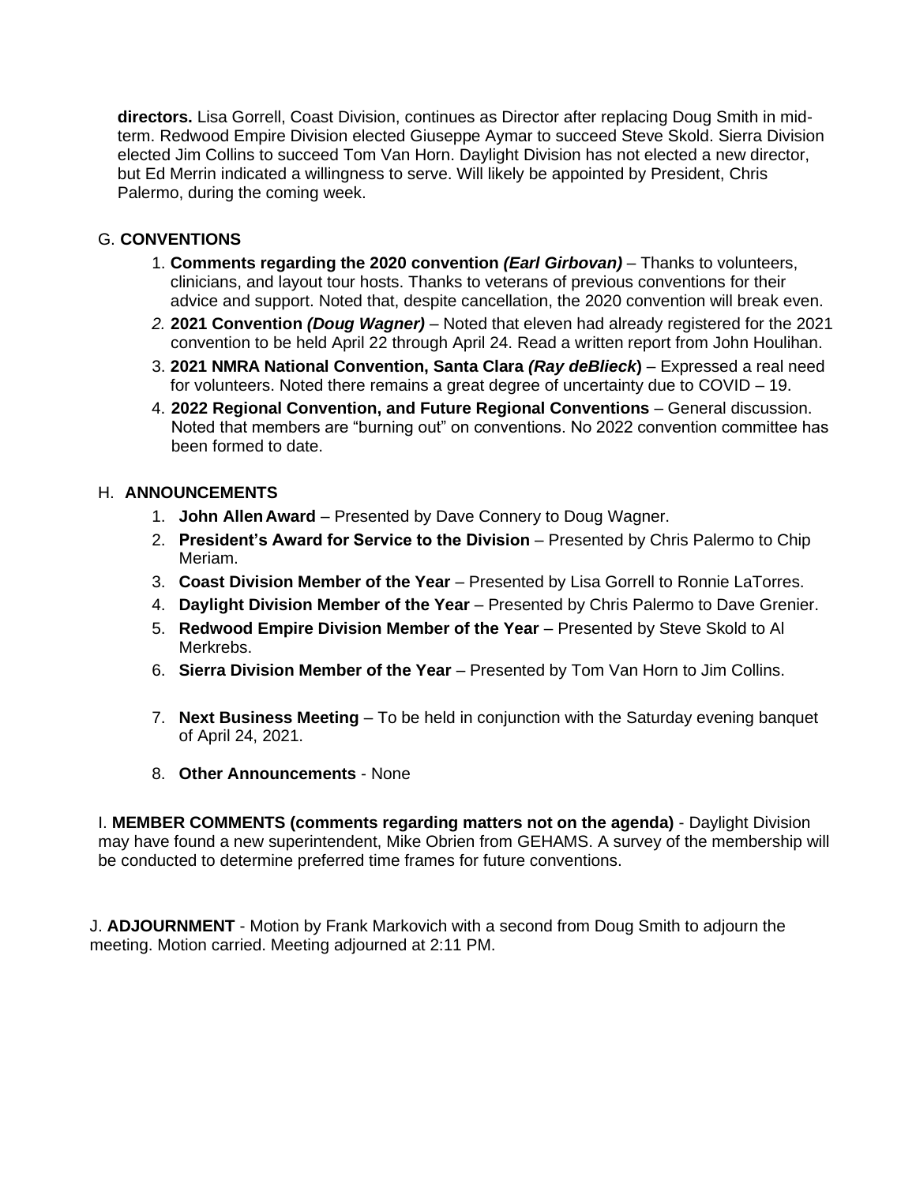**directors.** Lisa Gorrell, Coast Division, continues as Director after replacing Doug Smith in mid-term. Redwood Empire Division elected Giuseppe Aymar to succeed Steve Skold. Sierra Division elected Jim Collins to succeed Tom Van Horn. Daylight Division has not elected a new director, but Ed Merrin indicated a willingness to serve. Will likely be appointed by President, Chris Palermo, during the coming week.

G. **CONVENTIONS**

1. **Comments regarding the 2020 convention *(Earl Girbovan)*** – Thanks to volunteers, clinicians, and layout tour hosts. Thanks to veterans of previous conventions for their advice and support. Noted that, despite cancellation, the 2020 convention will break even.
2. **2021 Convention *(Doug Wagner)*** – Noted that eleven had already registered for the 2021 convention to be held April 22 through April 24. Read a written report from John Houlihan.
3. **2021 NMRA National Convention, Santa Clara *(Ray deBlieck*)** – Expressed a real need for volunteers. Noted there remains a great degree of uncertainty due to COVID – 19.
4. **2022 Regional Convention, and Future Regional Conventions** – General discussion. Noted that members are "burning out" on conventions. No 2022 convention committee has been formed to date.

H. **ANNOUNCEMENTS**

1. **John Allen Award** – Presented by Dave Connery to Doug Wagner.
2. **President's Award for Service to the Division** – Presented by Chris Palermo to Chip Meriam.
3. **Coast Division Member of the Year** – Presented by Lisa Gorrell to Ronnie LaTorres.
4. **Daylight Division Member of the Year** – Presented by Chris Palermo to Dave Grenier.
5. **Redwood Empire Division Member of the Year** – Presented by Steve Skold to Al Merkrebs.
6. **Sierra Division Member of the Year** – Presented by Tom Van Horn to Jim Collins.
7. **Next Business Meeting** – To be held in conjunction with the Saturday evening banquet of April 24, 2021.
8. **Other Announcements** - None

I. **MEMBER COMMENTS (comments regarding matters not on the agenda)** - Daylight Division may have found a new superintendent, Mike Obrien from GEHAMS. A survey of the membership will be conducted to determine preferred time frames for future conventions.

J. **ADJOURNMENT** - Motion by Frank Markovich with a second from Doug Smith to adjourn the meeting. Motion carried. Meeting adjourned at 2:11 PM.